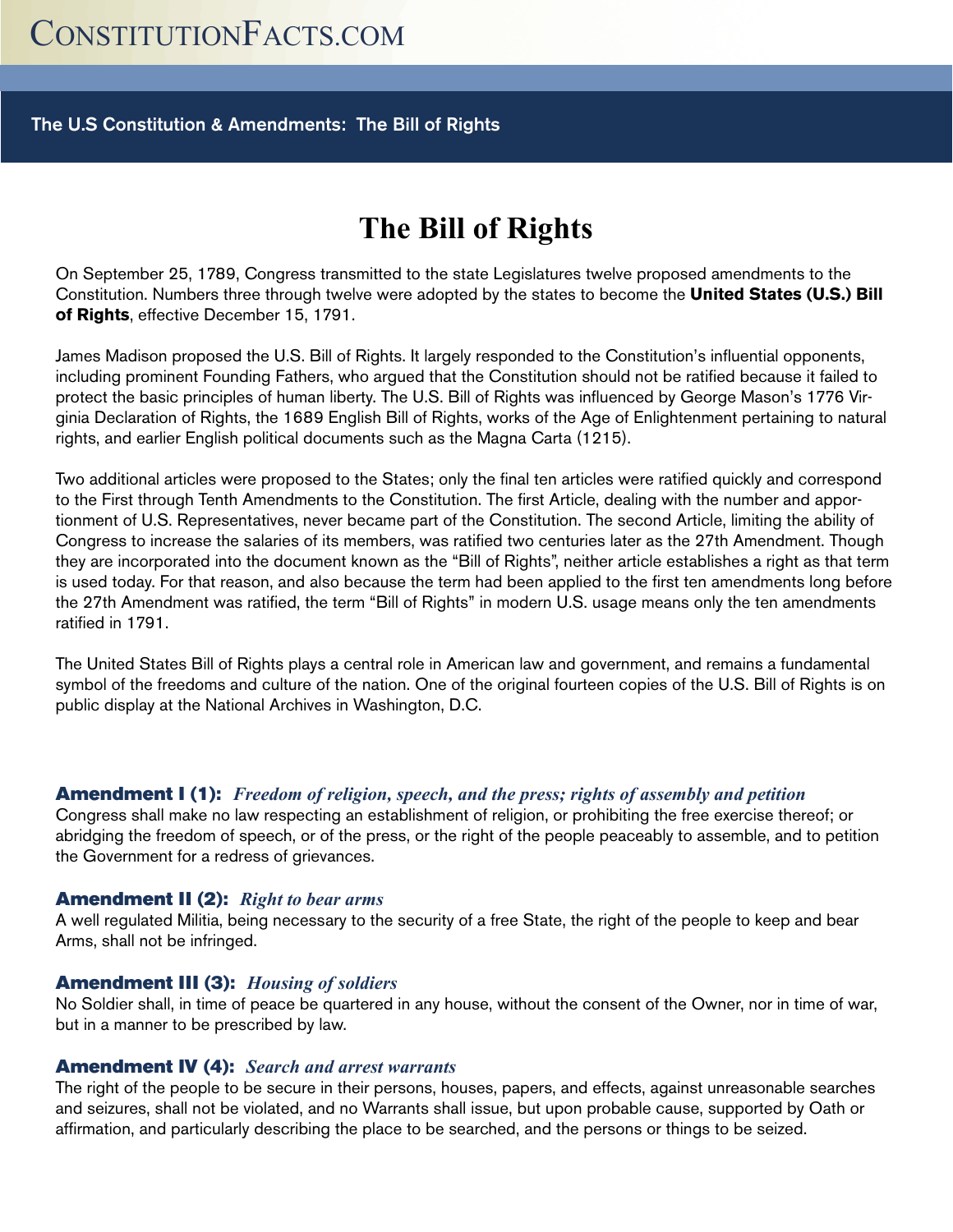# The Bill of Rights

On September 25, 1789, Congress transmitted to the state Legislatures twelve proposed amendments to the Constitution. Numbers three through twelve were adopted by the states to become the **United States (U.S.) Bill of Rights**, effective December 15, 1791.

James Madison proposed the U.S. Bill of Rights. It largely responded to the Constitution's influential opponents, including prominent Founding Fathers, who argued that the Constitution should not be ratified because it failed to protect the basic principles of human liberty. The U.S. Bill of Rights was influenced by George Mason's 1776 Virginia Declaration of Rights, the 1689 English Bill of Rights, works of the Age of Enlightenment pertaining to natural rights, and earlier English political documents such as the Magna Carta (1215).

Two additional articles were proposed to the States; only the final ten articles were ratified quickly and correspond to the First through Tenth Amendments to the Constitution. The first Article, dealing with the number and apportionment of U.S. Representatives, never became part of the Constitution. The second Article, limiting the ability of Congress to increase the salaries of its members, was ratified two centuries later as the 27th Amendment. Though they are incorporated into the document known as the "Bill of Rights", neither article establishes a right as that term is used today. For that reason, and also because the term had been applied to the first ten amendments long before the 27th Amendment was ratified, the term "Bill of Rights" in modern U.S. usage means only the ten amendments ratified in 1791.

The United States Bill of Rights plays a central role in American law and government, and remains a fundamental symbol of the freedoms and culture of the nation. One of the original fourteen copies of the U.S. Bill of Rights is on public display at the National Archives in Washington, D.C.

### Amendment I (1): *Freedom of religion, speech, and the press; rights of assembly and petition*

Congress shall make no law respecting an establishment of religion, or prohibiting the free exercise thereof; or abridging the freedom of speech, or of the press, or the right of the people peaceably to assemble, and to petition the Government for a redress of grievances.

### Amendment II (2): *Right to bear arms*

A well regulated Militia, being necessary to the security of a free State, the right of the people to keep and bear Arms, shall not be infringed.

### Amendment III (3): *Housing of soldiers*

No Soldier shall, in time of peace be quartered in any house, without the consent of the Owner, nor in time of war, but in a manner to be prescribed by law.

### Amendment IV (4): *Search and arrest warrants*

The right of the people to be secure in their persons, houses, papers, and effects, against unreasonable searches and seizures, shall not be violated, and no Warrants shall issue, but upon probable cause, supported by Oath or affirmation, and particularly describing the place to be searched, and the persons or things to be seized.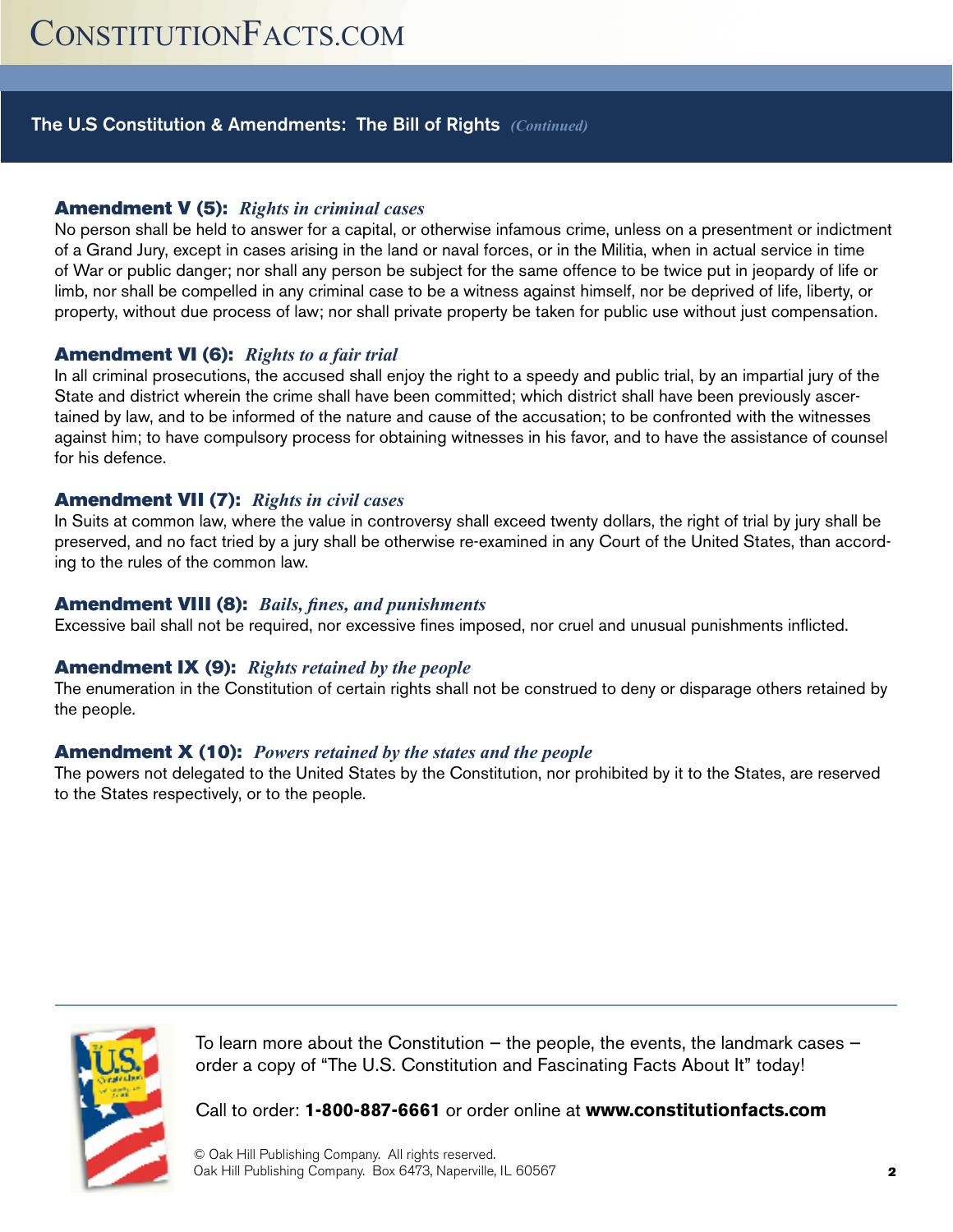## The U.S Constitution & Amendments: The Bill of Rights *(Continued)*

**Amendment V (5):** *Rights in criminal cases*
No person shall be held to answer for a capital, or otherwise infamous crime, unless on a presentment or indictment of a Grand Jury, except in cases arising in the land or naval forces, or in the Militia, when in actual service in time of War or public danger; nor shall any person be subject for the same offence to be twice put in jeopardy of life or limb, nor shall be compelled in any criminal case to be a witness against himself, nor be deprived of life, liberty, or property, without due process of law; nor shall private property be taken for public use without just compensation.

**Amendment VI (6):** *Rights to a fair trial*
In all criminal prosecutions, the accused shall enjoy the right to a speedy and public trial, by an impartial jury of the State and district wherein the crime shall have been committed; which district shall have been previously ascertained by law, and to be informed of the nature and cause of the accusation; to be confronted with the witnesses against him; to have compulsory process for obtaining witnesses in his favor, and to have the assistance of counsel for his defence.

**Amendment VII (7):** *Rights in civil cases*
In Suits at common law, where the value in controversy shall exceed twenty dollars, the right of trial by jury shall be preserved, and no fact tried by a jury shall be otherwise re-examined in any Court of the United States, than according to the rules of the common law.

**Amendment VIII (8):** *Bails, fines, and punishments*
Excessive bail shall not be required, nor excessive fines imposed, nor cruel and unusual punishments inflicted.

**Amendment IX (9):** *Rights retained by the people*
The enumeration in the Constitution of certain rights shall not be construed to deny or disparage others retained by the people.

**Amendment X (10):** *Powers retained by the states and the people*
The powers not delegated to the United States by the Constitution, nor prohibited by it to the States, are reserved to the States respectively, or to the people.

---

To learn more about the Constitution – the people, the events, the landmark cases – order a copy of "The U.S. Constitution and Fascinating Facts About It" today!

Call to order: **1-800-887-6661** or order online at **www.constitutionfacts.com**

© Oak Hill Publishing Company. All rights reserved.
Oak Hill Publishing Company. Box 6473, Naperville, IL 60567